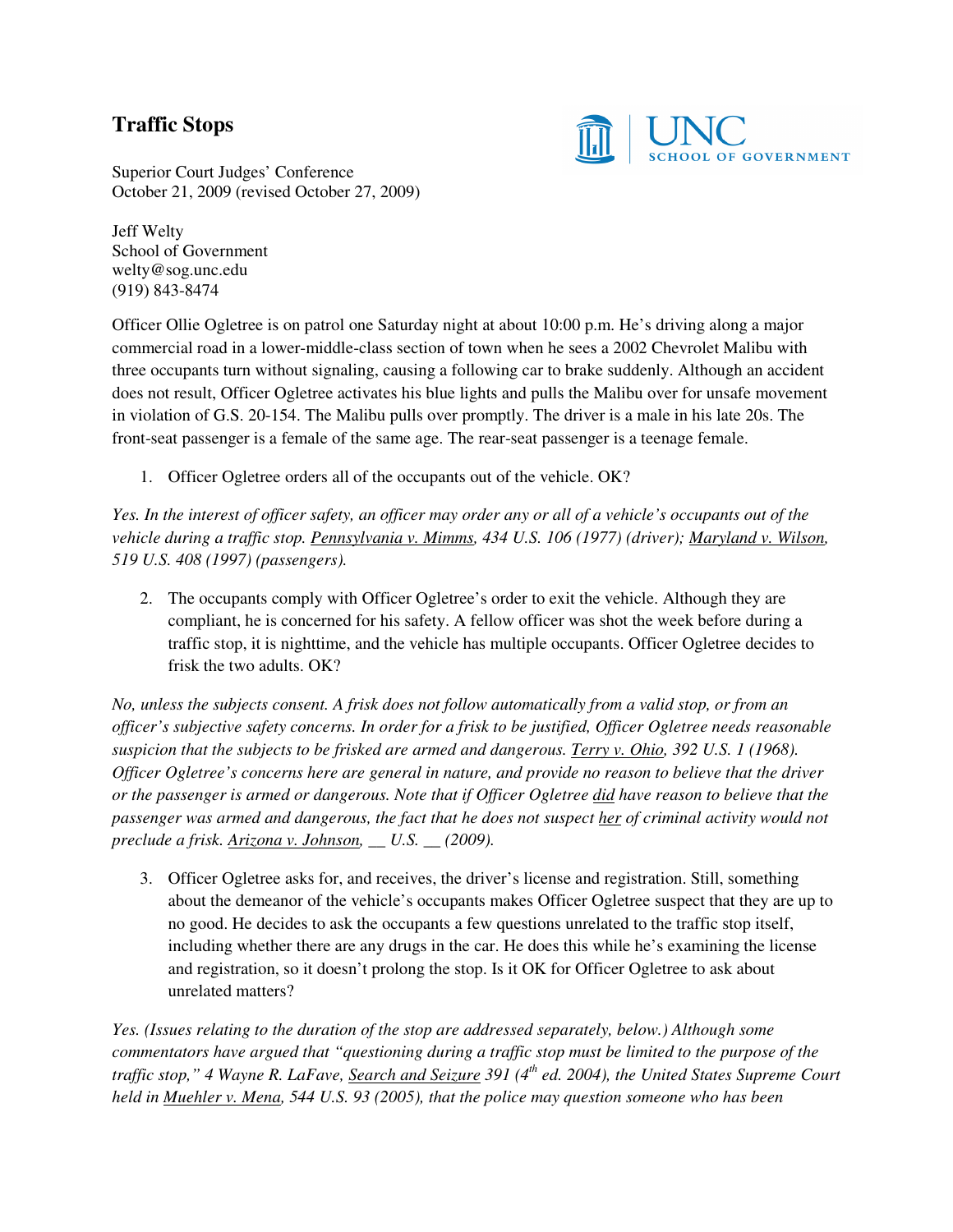# Traffic Stops

Superior Court Judges' Conference
October 21, 2009 (revised October 27, 2009)

Jeff Welty
School of Government
welty@sog.unc.edu
(919) 843-8474

Officer Ollie Ogletree is on patrol one Saturday night at about 10:00 p.m. He's driving along a major commercial road in a lower-middle-class section of town when he sees a 2002 Chevrolet Malibu with three occupants turn without signaling, causing a following car to brake suddenly. Although an accident does not result, Officer Ogletree activates his blue lights and pulls the Malibu over for unsafe movement in violation of G.S. 20-154. The Malibu pulls over promptly. The driver is a male in his late 20s. The front-seat passenger is a female of the same age. The rear-seat passenger is a teenage female.

1. Officer Ogletree orders all of the occupants out of the vehicle. OK?

*Yes. In the interest of officer safety, an officer may order any or all of a vehicle's occupants out of the vehicle during a traffic stop. Pennsylvania v. Mimms, 434 U.S. 106 (1977) (driver); Maryland v. Wilson, 519 U.S. 408 (1997) (passengers).*

2. The occupants comply with Officer Ogletree's order to exit the vehicle. Although they are compliant, he is concerned for his safety. A fellow officer was shot the week before during a traffic stop, it is nighttime, and the vehicle has multiple occupants. Officer Ogletree decides to frisk the two adults. OK?

*No, unless the subjects consent. A frisk does not follow automatically from a valid stop, or from an officer's subjective safety concerns. In order for a frisk to be justified, Officer Ogletree needs reasonable suspicion that the subjects to be frisked are armed and dangerous. Terry v. Ohio, 392 U.S. 1 (1968). Officer Ogletree's concerns here are general in nature, and provide no reason to believe that the driver or the passenger is armed or dangerous. Note that if Officer Ogletree did have reason to believe that the passenger was armed and dangerous, the fact that he does not suspect her of criminal activity would not preclude a frisk. Arizona v. Johnson, __ U.S. __ (2009).*

3. Officer Ogletree asks for, and receives, the driver's license and registration. Still, something about the demeanor of the vehicle's occupants makes Officer Ogletree suspect that they are up to no good. He decides to ask the occupants a few questions unrelated to the traffic stop itself, including whether there are any drugs in the car. He does this while he's examining the license and registration, so it doesn't prolong the stop. Is it OK for Officer Ogletree to ask about unrelated matters?

*Yes. (Issues relating to the duration of the stop are addressed separately, below.) Although some commentators have argued that "questioning during a traffic stop must be limited to the purpose of the traffic stop," 4 Wayne R. LaFave, Search and Seizure 391 (4th ed. 2004), the United States Supreme Court held in Muehler v. Mena, 544 U.S. 93 (2005), that the police may question someone who has been*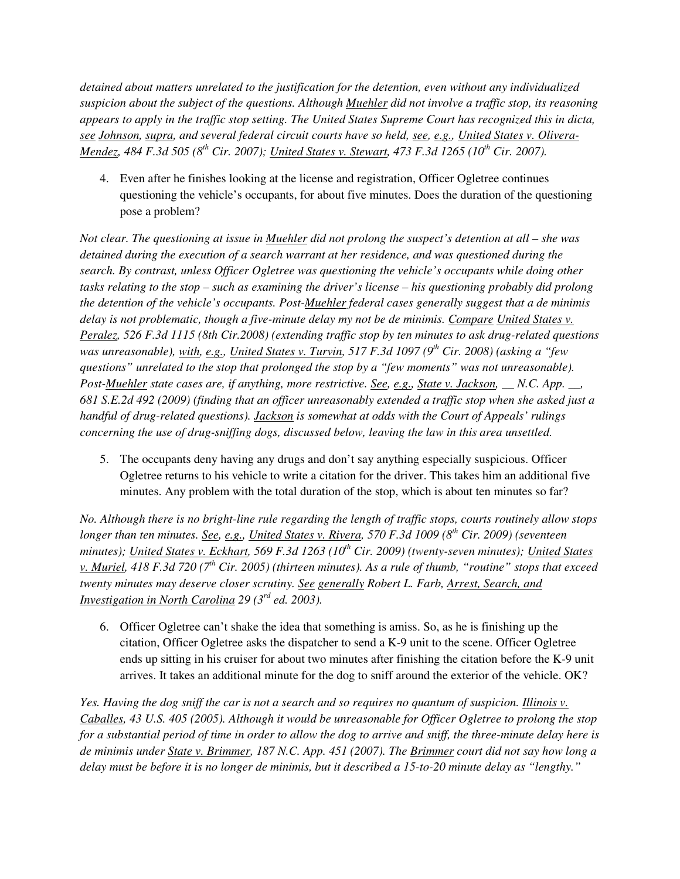*detained about matters unrelated to the justification for the detention, even without any individualized suspicion about the subject of the questions. Although Muehler did not involve a traffic stop, its reasoning appears to apply in the traffic stop setting. The United States Supreme Court has recognized this in dicta, see Johnson, supra, and several federal circuit courts have so held, see, e.g., United States v. Olivera-Mendez, 484 F.3d 505 (8th Cir. 2007); United States v. Stewart, 473 F.3d 1265 (10th Cir. 2007).*

4. Even after he finishes looking at the license and registration, Officer Ogletree continues questioning the vehicle's occupants, for about five minutes. Does the duration of the questioning pose a problem?

*Not clear. The questioning at issue in Muehler did not prolong the suspect's detention at all – she was detained during the execution of a search warrant at her residence, and was questioned during the search. By contrast, unless Officer Ogletree was questioning the vehicle's occupants while doing other tasks relating to the stop – such as examining the driver's license – his questioning probably did prolong the detention of the vehicle's occupants. Post-Muehler federal cases generally suggest that a de minimis delay is not problematic, though a five-minute delay my not be de minimis. Compare United States v. Peralez, 526 F.3d 1115 (8th Cir.2008) (extending traffic stop by ten minutes to ask drug-related questions was unreasonable), with, e.g., United States v. Turvin, 517 F.3d 1097 (9th Cir. 2008) (asking a "few questions" unrelated to the stop that prolonged the stop by a "few moments" was not unreasonable). Post-Muehler state cases are, if anything, more restrictive. See, e.g., State v. Jackson, __ N.C. App. __, 681 S.E.2d 492 (2009) (finding that an officer unreasonably extended a traffic stop when she asked just a handful of drug-related questions). Jackson is somewhat at odds with the Court of Appeals' rulings concerning the use of drug-sniffing dogs, discussed below, leaving the law in this area unsettled.*

5. The occupants deny having any drugs and don't say anything especially suspicious. Officer Ogletree returns to his vehicle to write a citation for the driver. This takes him an additional five minutes. Any problem with the total duration of the stop, which is about ten minutes so far?

*No. Although there is no bright-line rule regarding the length of traffic stops, courts routinely allow stops longer than ten minutes. See, e.g., United States v. Rivera, 570 F.3d 1009 (8th Cir. 2009) (seventeen minutes); United States v. Eckhart, 569 F.3d 1263 (10th Cir. 2009) (twenty-seven minutes); United States v. Muriel, 418 F.3d 720 (7th Cir. 2005) (thirteen minutes). As a rule of thumb, "routine" stops that exceed twenty minutes may deserve closer scrutiny. See generally Robert L. Farb, Arrest, Search, and Investigation in North Carolina 29 (3rd ed. 2003).*

6. Officer Ogletree can't shake the idea that something is amiss. So, as he is finishing up the citation, Officer Ogletree asks the dispatcher to send a K-9 unit to the scene. Officer Ogletree ends up sitting in his cruiser for about two minutes after finishing the citation before the K-9 unit arrives. It takes an additional minute for the dog to sniff around the exterior of the vehicle. OK?

*Yes. Having the dog sniff the car is not a search and so requires no quantum of suspicion. Illinois v. Caballes, 43 U.S. 405 (2005). Although it would be unreasonable for Officer Ogletree to prolong the stop for a substantial period of time in order to allow the dog to arrive and sniff, the three-minute delay here is de minimis under State v. Brimmer, 187 N.C. App. 451 (2007). The Brimmer court did not say how long a delay must be before it is no longer de minimis, but it described a 15-to-20 minute delay as "lengthy."*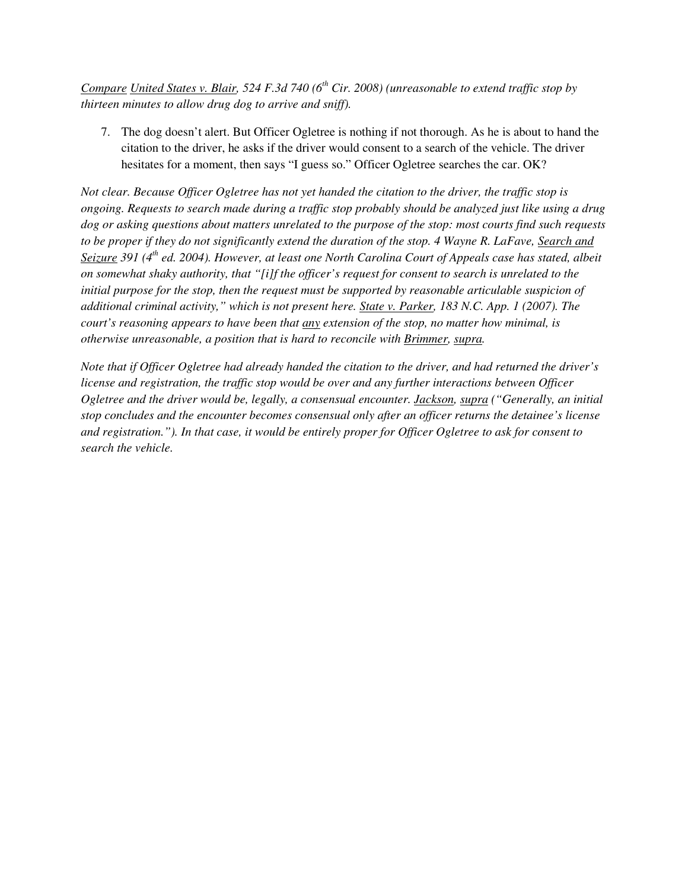*Compare* *United States v. Blair*, *524 F.3d 740 (6th Cir. 2008) (unreasonable to extend traffic stop by thirteen minutes to allow drug dog to arrive and sniff).*

7. The dog doesn't alert. But Officer Ogletree is nothing if not thorough. As he is about to hand the citation to the driver, he asks if the driver would consent to a search of the vehicle. The driver hesitates for a moment, then says "I guess so." Officer Ogletree searches the car. OK?

*Not clear. Because Officer Ogletree has not yet handed the citation to the driver, the traffic stop is ongoing. Requests to search made during a traffic stop probably should be analyzed just like using a drug dog or asking questions about matters unrelated to the purpose of the stop: most courts find such requests to be proper if they do not significantly extend the duration of the stop. 4 Wayne R. LaFave, Search and Seizure 391 (4th ed. 2004). However, at least one North Carolina Court of Appeals case has stated, albeit on somewhat shaky authority, that "[i]f the officer's request for consent to search is unrelated to the initial purpose for the stop, then the request must be supported by reasonable articulable suspicion of additional criminal activity," which is not present here. State v. Parker, 183 N.C. App. 1 (2007). The court's reasoning appears to have been that any extension of the stop, no matter how minimal, is otherwise unreasonable, a position that is hard to reconcile with Brimmer, supra.*

*Note that if Officer Ogletree had already handed the citation to the driver, and had returned the driver's license and registration, the traffic stop would be over and any further interactions between Officer Ogletree and the driver would be, legally, a consensual encounter. Jackson, supra ("Generally, an initial stop concludes and the encounter becomes consensual only after an officer returns the detainee's license and registration."). In that case, it would be entirely proper for Officer Ogletree to ask for consent to search the vehicle.*